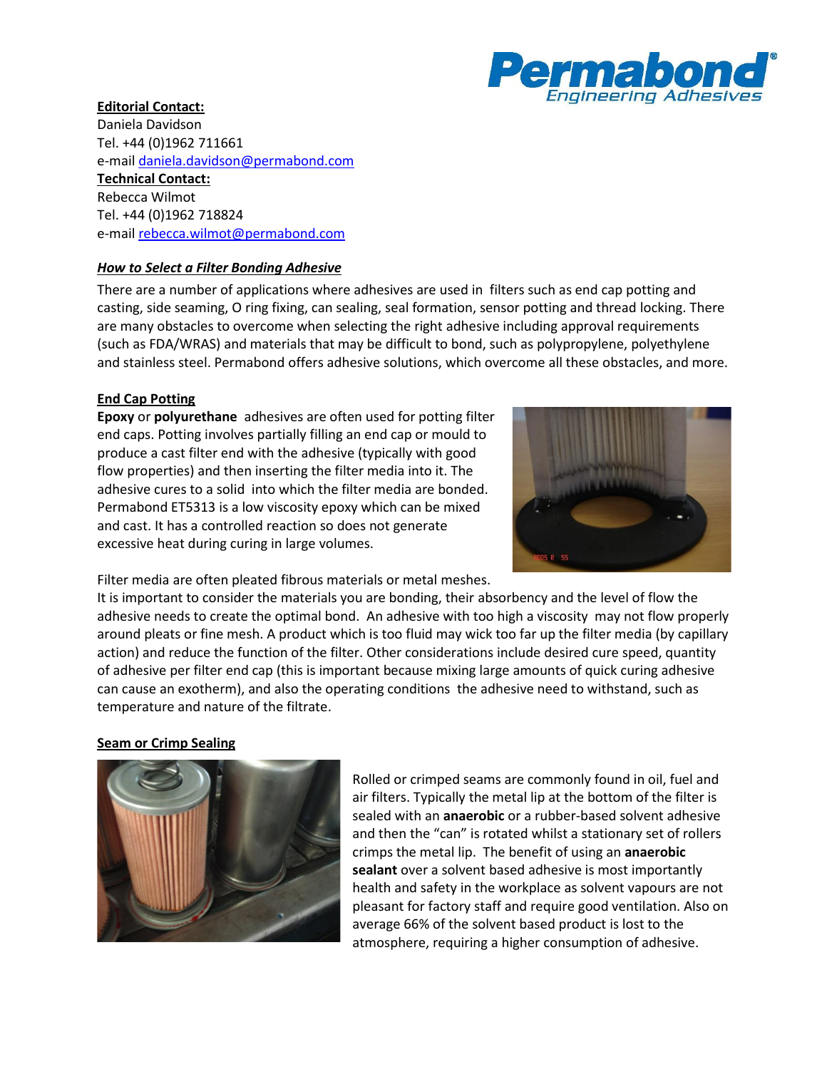**Editorial Contact:**
Daniela Davidson
Tel. +44 (0)1962 711661
e-mail daniela.davidson@permabond.com

**Technical Contact:**
Rebecca Wilmot
Tel. +44 (0)1962 718824
e-mail rebecca.wilmot@permabond.com

## *How to Select a Filter Bonding Adhesive*

There are a number of applications where adhesives are used in filters such as end cap potting and casting, side seaming, O ring fixing, can sealing, seal formation, sensor potting and thread locking. There are many obstacles to overcome when selecting the right adhesive including approval requirements (such as FDA/WRAS) and materials that may be difficult to bond, such as polypropylene, polyethylene and stainless steel. Permabond offers adhesive solutions, which overcome all these obstacles, and more.

### End Cap Potting

**Epoxy** or **polyurethane** adhesives are often used for potting filter end caps. Potting involves partially filling an end cap or mould to produce a cast filter end with the adhesive (typically with good flow properties) and then inserting the filter media into it. The adhesive cures to a solid into which the filter media are bonded. Permabond ET5313 is a low viscosity epoxy which can be mixed and cast. It has a controlled reaction so does not generate excessive heat during curing in large volumes.

Filter media are often pleated fibrous materials or metal meshes. It is important to consider the materials you are bonding, their absorbency and the level of flow the adhesive needs to create the optimal bond. An adhesive with too high a viscosity may not flow properly around pleats or fine mesh. A product which is too fluid may wick too far up the filter media (by capillary action) and reduce the function of the filter. Other considerations include desired cure speed, quantity of adhesive per filter end cap (this is important because mixing large amounts of quick curing adhesive can cause an exotherm), and also the operating conditions the adhesive need to withstand, such as temperature and nature of the filtrate.

### Seam or Crimp Sealing

Rolled or crimped seams are commonly found in oil, fuel and air filters. Typically the metal lip at the bottom of the filter is sealed with an **anaerobic** or a rubber-based solvent adhesive and then the "can" is rotated whilst a stationary set of rollers crimps the metal lip. The benefit of using an **anaerobic sealant** over a solvent based adhesive is most importantly health and safety in the workplace as solvent vapours are not pleasant for factory staff and require good ventilation. Also on average 66% of the solvent based product is lost to the atmosphere, requiring a higher consumption of adhesive.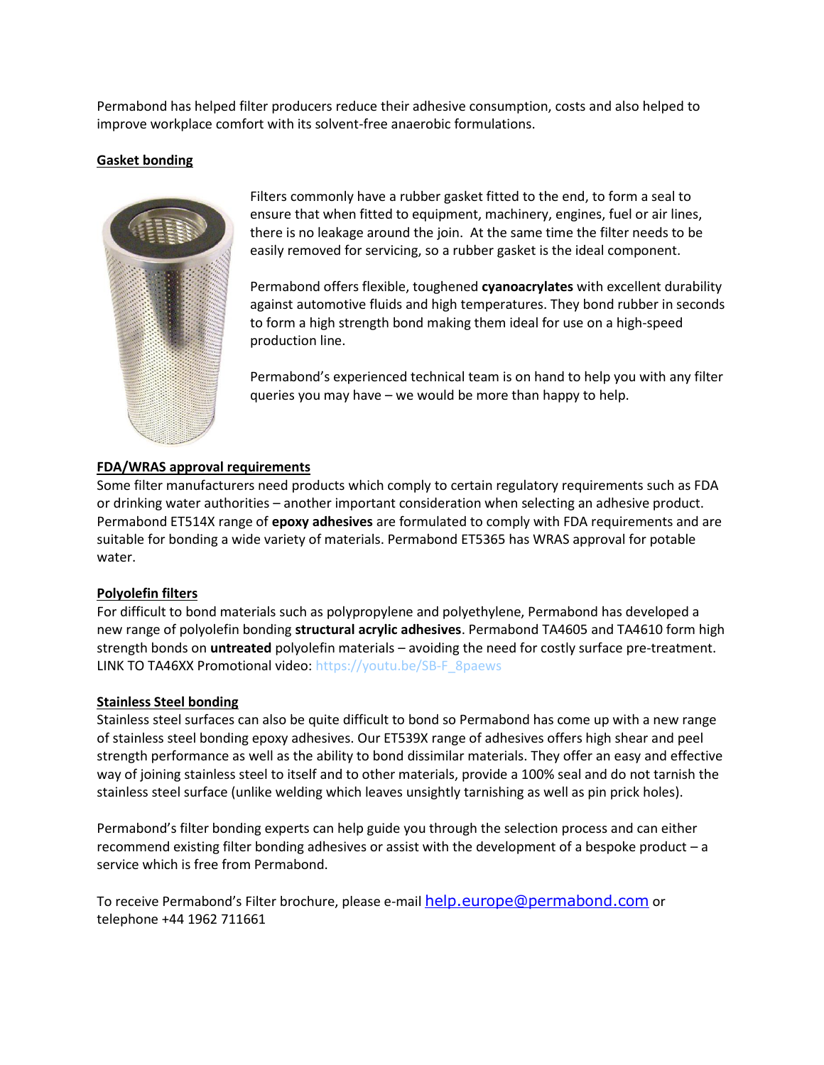Permabond has helped filter producers reduce their adhesive consumption, costs and also helped to improve workplace comfort with its solvent-free anaerobic formulations.

## Gasket bonding

Filters commonly have a rubber gasket fitted to the end, to form a seal to ensure that when fitted to equipment, machinery, engines, fuel or air lines, there is no leakage around the join. At the same time the filter needs to be easily removed for servicing, so a rubber gasket is the ideal component.

Permabond offers flexible, toughened **cyanoacrylates** with excellent durability against automotive fluids and high temperatures. They bond rubber in seconds to form a high strength bond making them ideal for use on a high-speed production line.

Permabond's experienced technical team is on hand to help you with any filter queries you may have – we would be more than happy to help.

## FDA/WRAS approval requirements

Some filter manufacturers need products which comply to certain regulatory requirements such as FDA or drinking water authorities – another important consideration when selecting an adhesive product. Permabond ET514X range of **epoxy adhesives** are formulated to comply with FDA requirements and are suitable for bonding a wide variety of materials. Permabond ET5365 has WRAS approval for potable water.

## Polyolefin filters

For difficult to bond materials such as polypropylene and polyethylene, Permabond has developed a new range of polyolefin bonding **structural acrylic adhesives**. Permabond TA4605 and TA4610 form high strength bonds on **untreated** polyolefin materials – avoiding the need for costly surface pre-treatment. LINK TO TA46XX Promotional video: https://youtu.be/SB-F_8paews

## Stainless Steel bonding

Stainless steel surfaces can also be quite difficult to bond so Permabond has come up with a new range of stainless steel bonding epoxy adhesives. Our ET539X range of adhesives offers high shear and peel strength performance as well as the ability to bond dissimilar materials. They offer an easy and effective way of joining stainless steel to itself and to other materials, provide a 100% seal and do not tarnish the stainless steel surface (unlike welding which leaves unsightly tarnishing as well as pin prick holes).

Permabond's filter bonding experts can help guide you through the selection process and can either recommend existing filter bonding adhesives or assist with the development of a bespoke product – a service which is free from Permabond.

To receive Permabond's Filter brochure, please e-mail help.europe@permabond.com or telephone +44 1962 711661